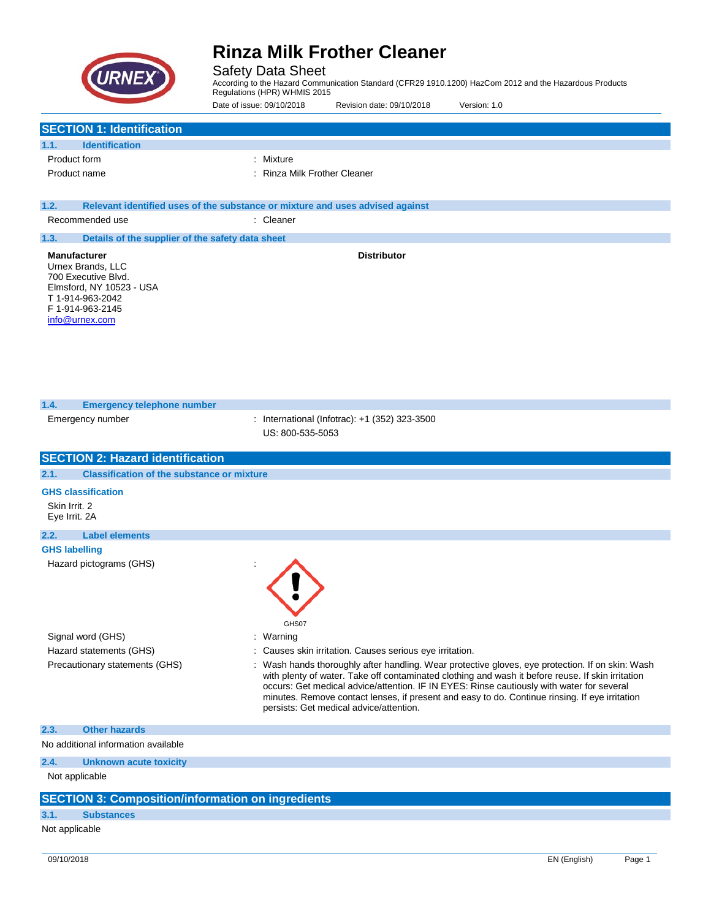# Rinza Milk Frother Cleaner

Safety Data Sheet

According to the Hazard Communication Standard (CFR29 1910.1200) HazCom 2012 and the Hazardous Products Regulations (HPR) WHMIS 2015

Date of issue: 09/10/2018 Revision date: 09/10/2018 Version: 1.0

## SECTION 1: Identification

### 1.1. Identification

Product form : Mixture

Product name : Rinza Milk Frother Cleaner

### 1.2. Relevant identified uses of the substance or mixture and uses advised against

Recommended use : Cleaner

### 1.3. Details of the supplier of the safety data sheet

**Manufacturer**
Urnex Brands, LLC
700 Executive Blvd.
Elmsford, NY 10523 - USA
T 1-914-963-2042
F 1-914-963-2145
info@urnex.com

**Distributor**

### 1.4. Emergency telephone number

Emergency number : International (Infotrac): +1 (352) 323-3500
US: 800-535-5053

## SECTION 2: Hazard identification

### 2.1. Classification of the substance or mixture

**GHS classification**

Skin Irrit. 2
Eye Irrit. 2A

### 2.2. Label elements

**GHS labelling**

Hazard pictograms (GHS) :

GHS07

Signal word (GHS) : Warning

Hazard statements (GHS) : Causes skin irritation. Causes serious eye irritation.

Precautionary statements (GHS) : Wash hands thoroughly after handling. Wear protective gloves, eye protection. If on skin: Wash with plenty of water. Take off contaminated clothing and wash it before reuse. If skin irritation occurs: Get medical advice/attention. IF IN EYES: Rinse cautiously with water for several minutes. Remove contact lenses, if present and easy to do. Continue rinsing. If eye irritation persists: Get medical advice/attention.

### 2.3. Other hazards

No additional information available

### 2.4. Unknown acute toxicity

Not applicable

## SECTION 3: Composition/information on ingredients

### 3.1. Substances

Not applicable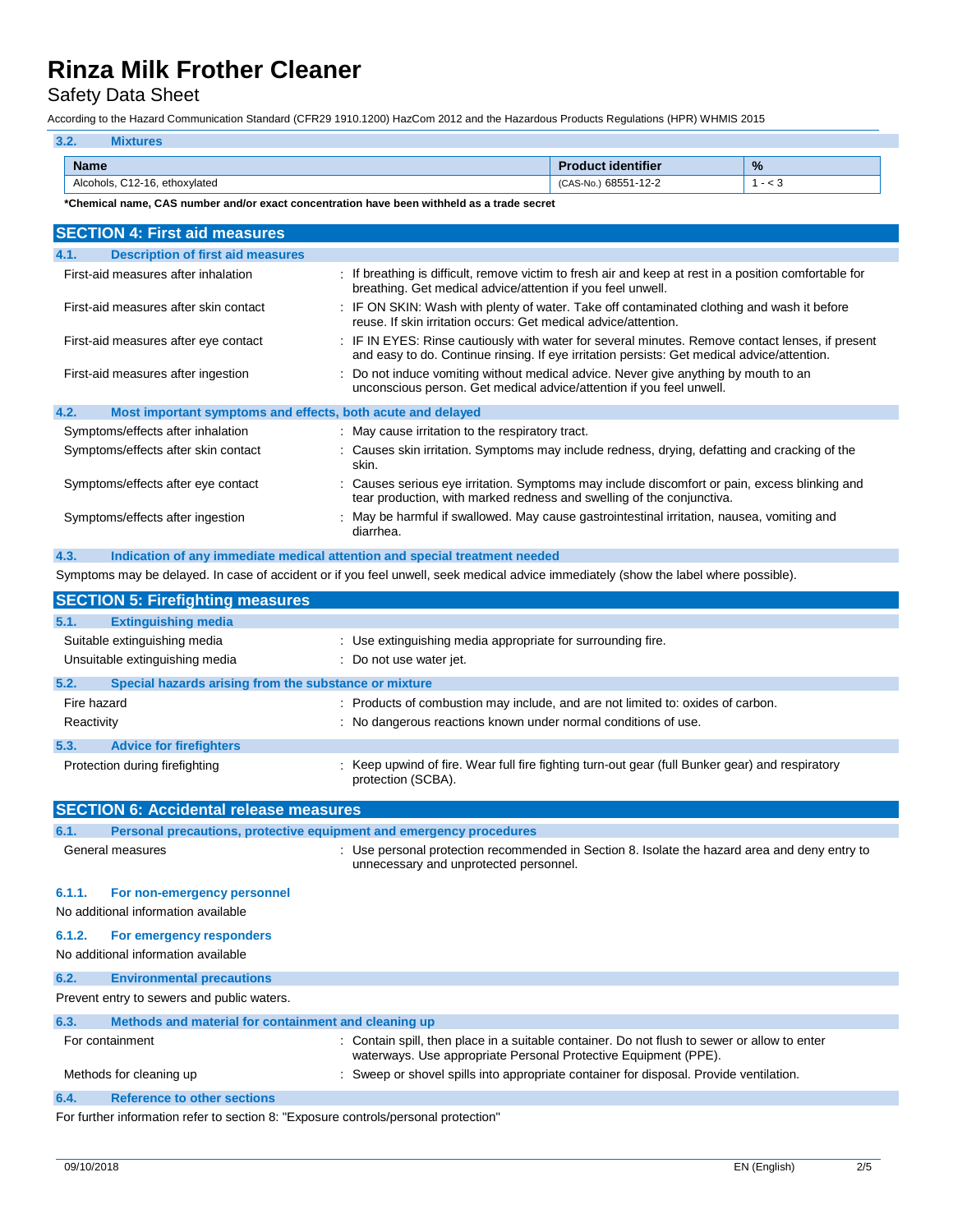### 3.2. Mixtures

| Name | Product identifier | % |
|---|---|---|
| Alcohols, C12-16, ethoxylated | (CAS-No.) 68551-12-2 | 1 - < 3 |

**\*Chemical name, CAS number and/or exact concentration have been withheld as a trade secret**

## SECTION 4: First aid measures

### 4.1. Description of first aid measures

First-aid measures after inhalation : If breathing is difficult, remove victim to fresh air and keep at rest in a position comfortable for breathing. Get medical advice/attention if you feel unwell.

First-aid measures after skin contact : IF ON SKIN: Wash with plenty of water. Take off contaminated clothing and wash it before reuse. If skin irritation occurs: Get medical advice/attention.

First-aid measures after eye contact : IF IN EYES: Rinse cautiously with water for several minutes. Remove contact lenses, if present and easy to do. Continue rinsing. If eye irritation persists: Get medical advice/attention.

First-aid measures after ingestion : Do not induce vomiting without medical advice. Never give anything by mouth to an unconscious person. Get medical advice/attention if you feel unwell.

### 4.2. Most important symptoms and effects, both acute and delayed

Symptoms/effects after inhalation : May cause irritation to the respiratory tract.

Symptoms/effects after skin contact : Causes skin irritation. Symptoms may include redness, drying, defatting and cracking of the skin.

Symptoms/effects after eye contact : Causes serious eye irritation. Symptoms may include discomfort or pain, excess blinking and tear production, with marked redness and swelling of the conjunctiva.

Symptoms/effects after ingestion : May be harmful if swallowed. May cause gastrointestinal irritation, nausea, vomiting and diarrhea.

### 4.3. Indication of any immediate medical attention and special treatment needed

Symptoms may be delayed. In case of accident or if you feel unwell, seek medical advice immediately (show the label where possible).

## SECTION 5: Firefighting measures

### 5.1. Extinguishing media

Suitable extinguishing media : Use extinguishing media appropriate for surrounding fire.

Unsuitable extinguishing media : Do not use water jet.

### 5.2. Special hazards arising from the substance or mixture

Fire hazard : Products of combustion may include, and are not limited to: oxides of carbon.

Reactivity : No dangerous reactions known under normal conditions of use.

### 5.3. Advice for firefighters

Protection during firefighting : Keep upwind of fire. Wear full fire fighting turn-out gear (full Bunker gear) and respiratory protection (SCBA).

## SECTION 6: Accidental release measures

### 6.1. Personal precautions, protective equipment and emergency procedures

General measures : Use personal protection recommended in Section 8. Isolate the hazard area and deny entry to unnecessary and unprotected personnel.

#### 6.1.1. For non-emergency personnel

No additional information available

#### 6.1.2. For emergency responders

No additional information available

### 6.2. Environmental precautions

Prevent entry to sewers and public waters.

### 6.3. Methods and material for containment and cleaning up

For containment : Contain spill, then place in a suitable container. Do not flush to sewer or allow to enter waterways. Use appropriate Personal Protective Equipment (PPE).

Methods for cleaning up : Sweep or shovel spills into appropriate container for disposal. Provide ventilation.

### 6.4. Reference to other sections

For further information refer to section 8: "Exposure controls/personal protection"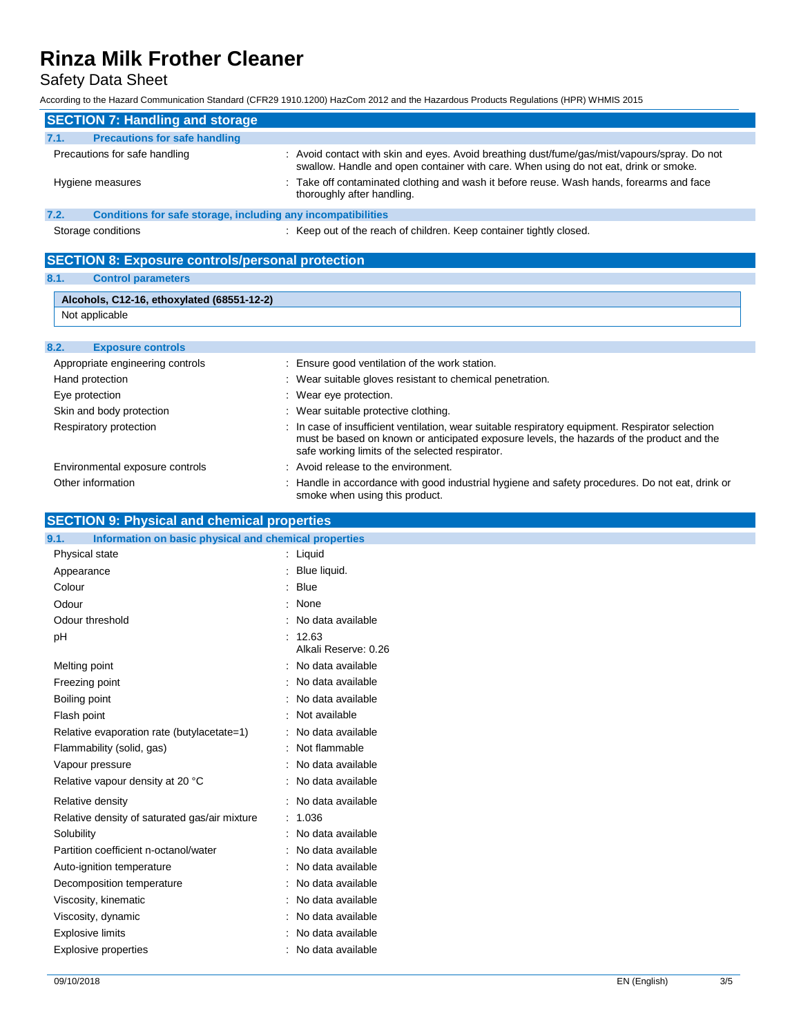## SECTION 7: Handling and storage

### 7.1. Precautions for safe handling

| | |
|---|---|
| Precautions for safe handling | : Avoid contact with skin and eyes. Avoid breathing dust/fume/gas/mist/vapours/spray. Do not swallow. Handle and open container with care. When using do not eat, drink or smoke. |
| Hygiene measures | : Take off contaminated clothing and wash it before reuse. Wash hands, forearms and face thoroughly after handling. |

### 7.2. Conditions for safe storage, including any incompatibilities

| | |
|---|---|
| Storage conditions | : Keep out of the reach of children. Keep container tightly closed. |

## SECTION 8: Exposure controls/personal protection

### 8.1. Control parameters

| Alcohols, C12-16, ethoxylated (68551-12-2) |
|---|
| Not applicable |

### 8.2. Exposure controls

| | |
|---|---|
| Appropriate engineering controls | : Ensure good ventilation of the work station. |
| Hand protection | : Wear suitable gloves resistant to chemical penetration. |
| Eye protection | : Wear eye protection. |
| Skin and body protection | : Wear suitable protective clothing. |
| Respiratory protection | : In case of insufficient ventilation, wear suitable respiratory equipment. Respirator selection must be based on known or anticipated exposure levels, the hazards of the product and the safe working limits of the selected respirator. |
| Environmental exposure controls | : Avoid release to the environment. |
| Other information | : Handle in accordance with good industrial hygiene and safety procedures. Do not eat, drink or smoke when using this product. |

## SECTION 9: Physical and chemical properties

### 9.1. Information on basic physical and chemical properties

| | |
|---|---|
| Physical state | : Liquid |
| Appearance | : Blue liquid. |
| Colour | : Blue |
| Odour | : None |
| Odour threshold | : No data available |
| pH | : 12.63<br>Alkali Reserve: 0.26 |
| Melting point | : No data available |
| Freezing point | : No data available |
| Boiling point | : No data available |
| Flash point | : Not available |
| Relative evaporation rate (butylacetate=1) | : No data available |
| Flammability (solid, gas) | : Not flammable |
| Vapour pressure | : No data available |
| Relative vapour density at 20 °C | : No data available |
| Relative density | : No data available |
| Relative density of saturated gas/air mixture | : 1.036 |
| Solubility | : No data available |
| Partition coefficient n-octanol/water | : No data available |
| Auto-ignition temperature | : No data available |
| Decomposition temperature | : No data available |
| Viscosity, kinematic | : No data available |
| Viscosity, dynamic | : No data available |
| Explosive limits | : No data available |
| Explosive properties | : No data available |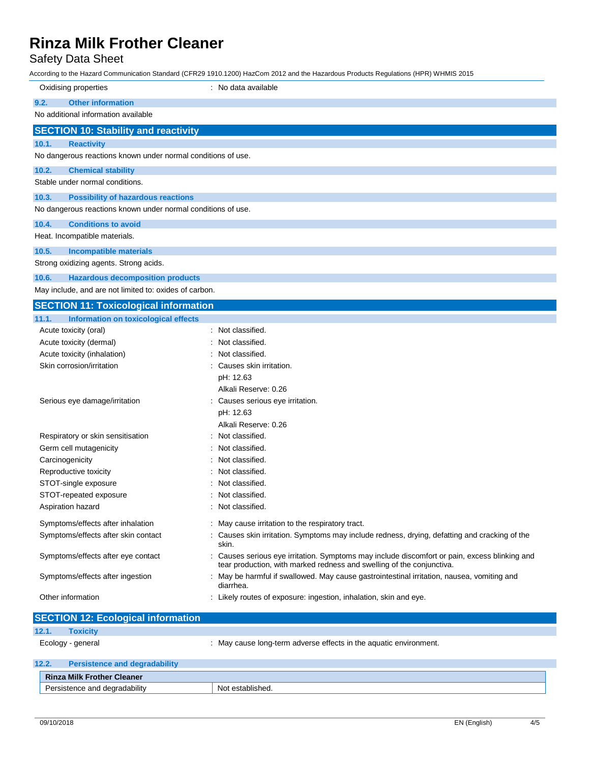Oxidising properties : No data available

### 9.2. Other information

No additional information available

## SECTION 10: Stability and reactivity

### 10.1. Reactivity

No dangerous reactions known under normal conditions of use.

### 10.2. Chemical stability

Stable under normal conditions.

### 10.3. Possibility of hazardous reactions

No dangerous reactions known under normal conditions of use.

### 10.4. Conditions to avoid

Heat. Incompatible materials.

### 10.5. Incompatible materials

Strong oxidizing agents. Strong acids.

### 10.6. Hazardous decomposition products

May include, and are not limited to: oxides of carbon.

## SECTION 11: Toxicological information

### 11.1. Information on toxicological effects

Acute toxicity (oral) : Not classified.

Acute toxicity (dermal) : Not classified.

Acute toxicity (inhalation) : Not classified.

Skin corrosion/irritation : Causes skin irritation.
pH: 12.63
Alkali Reserve: 0.26

Serious eye damage/irritation : Causes serious eye irritation.
pH: 12.63
Alkali Reserve: 0.26

Respiratory or skin sensitisation : Not classified.

Germ cell mutagenicity : Not classified.

Carcinogenicity : Not classified.

Reproductive toxicity : Not classified.

STOT-single exposure : Not classified.

STOT-repeated exposure : Not classified.

Aspiration hazard : Not classified.

Symptoms/effects after inhalation : May cause irritation to the respiratory tract.

Symptoms/effects after skin contact : Causes skin irritation. Symptoms may include redness, drying, defatting and cracking of the skin.

Symptoms/effects after eye contact : Causes serious eye irritation. Symptoms may include discomfort or pain, excess blinking and tear production, with marked redness and swelling of the conjunctiva.

Symptoms/effects after ingestion : May be harmful if swallowed. May cause gastrointestinal irritation, nausea, vomiting and diarrhea.

Other information : Likely routes of exposure: ingestion, inhalation, skin and eye.

## SECTION 12: Ecological information

### 12.1. Toxicity

Ecology - general : May cause long-term adverse effects in the aquatic environment.

### 12.2. Persistence and degradability

| Rinza Milk Frother Cleaner | |
|---|---|
| Persistence and degradability | Not established. |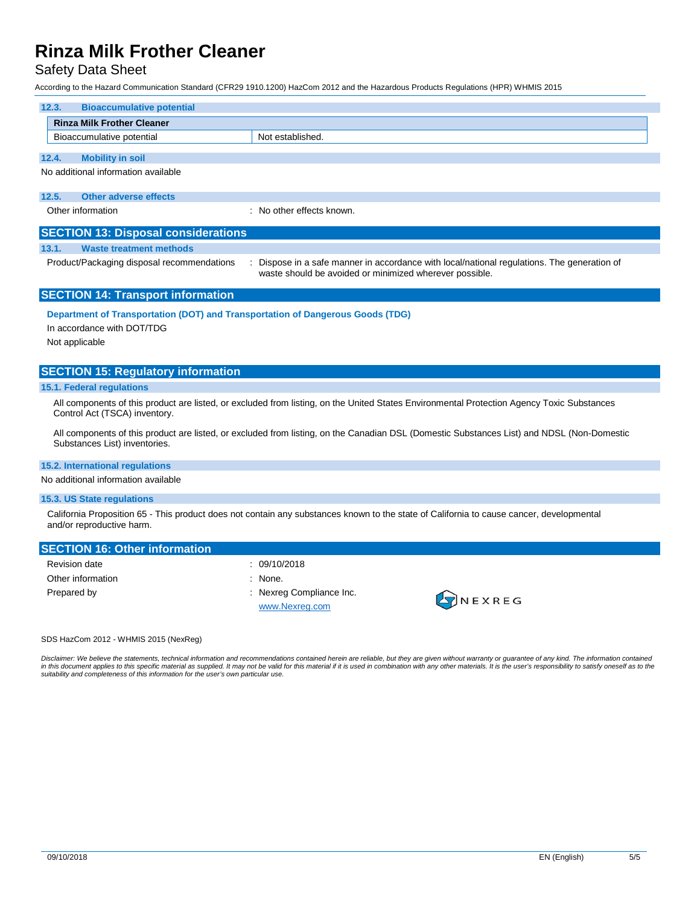### 12.3. Bioaccumulative potential

| Rinza Milk Frother Cleaner | |
|---|---|
| Bioaccumulative potential | Not established. |

### 12.4. Mobility in soil

No additional information available

### 12.5. Other adverse effects

Other information : No other effects known.

## SECTION 13: Disposal considerations

### 13.1. Waste treatment methods

Product/Packaging disposal recommendations : Dispose in a safe manner in accordance with local/national regulations. The generation of waste should be avoided or minimized wherever possible.

## SECTION 14: Transport information

**Department of Transportation (DOT) and Transportation of Dangerous Goods (TDG)**

In accordance with DOT/TDG

Not applicable

## SECTION 15: Regulatory information

### 15.1. Federal regulations

All components of this product are listed, or excluded from listing, on the United States Environmental Protection Agency Toxic Substances Control Act (TSCA) inventory.

All components of this product are listed, or excluded from listing, on the Canadian DSL (Domestic Substances List) and NDSL (Non-Domestic Substances List) inventories.

### 15.2. International regulations

No additional information available

### 15.3. US State regulations

California Proposition 65 - This product does not contain any substances known to the state of California to cause cancer, developmental and/or reproductive harm.

## SECTION 16: Other information

Revision date : 09/10/2018

Other information : None.

Prepared by : Nexreg Compliance Inc.
www.Nexreg.com

NEXREG

SDS HazCom 2012 - WHMIS 2015 (NexReg)

*Disclaimer: We believe the statements, technical information and recommendations contained herein are reliable, but they are given without warranty or guarantee of any kind. The information contained in this document applies to this specific material as supplied. It may not be valid for this material if it is used in combination with any other materials. It is the user's responsibility to satisfy oneself as to the suitability and completeness of this information for the user's own particular use.*